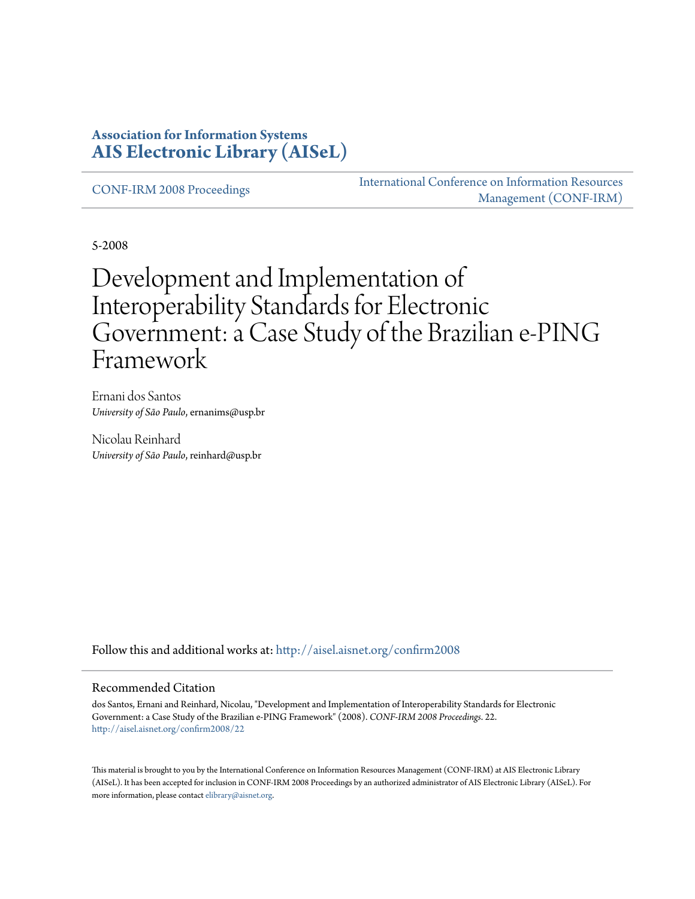**Association for Information Systems**
**AIS Electronic Library (AISeL)**

CONF-IRM 2008 Proceedings

International Conference on Information Resources Management (CONF-IRM)

5-2008

# Development and Implementation of Interoperability Standards for Electronic Government: a Case Study of the Brazilian e-PING Framework

Ernani dos Santos
*University of São Paulo*, ernanims@usp.br

Nicolau Reinhard
*University of São Paulo*, reinhard@usp.br

Follow this and additional works at: http://aisel.aisnet.org/confirm2008

## Recommended Citation

dos Santos, Ernani and Reinhard, Nicolau, "Development and Implementation of Interoperability Standards for Electronic Government: a Case Study of the Brazilian e-PING Framework" (2008). *CONF-IRM 2008 Proceedings*. 22.
http://aisel.aisnet.org/confirm2008/22

This material is brought to you by the International Conference on Information Resources Management (CONF-IRM) at AIS Electronic Library (AISeL). It has been accepted for inclusion in CONF-IRM 2008 Proceedings by an authorized administrator of AIS Electronic Library (AISeL). For more information, please contact elibrary@aisnet.org.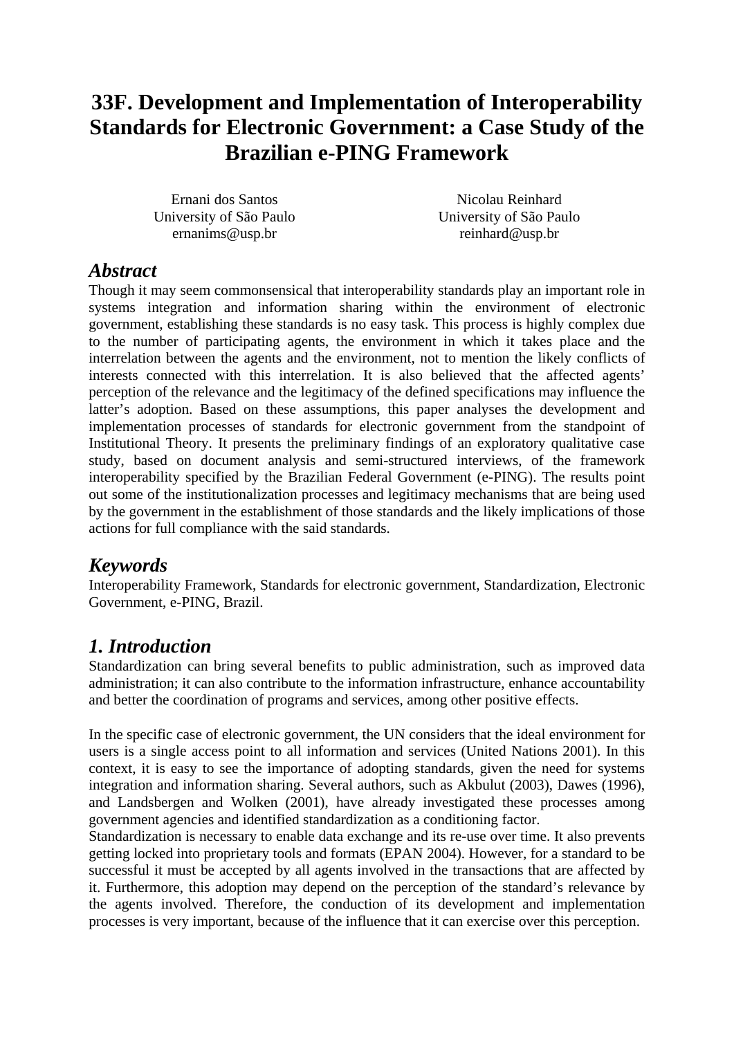// A separate 'conclusion' tag does not follow; this transcription block is the full output.
# 33F. Development and Implementation of Interoperability Standards for Electronic Government: a Case Study of the Brazilian e-PING Framework

Ernani dos Santos
University of São Paulo
ernanims@usp.br

Nicolau Reinhard
University of São Paulo
reinhard@usp.br

## *Abstract*

Though it may seem commonsensical that interoperability standards play an important role in systems integration and information sharing within the environment of electronic government, establishing these standards is no easy task. This process is highly complex due to the number of participating agents, the environment in which it takes place and the interrelation between the agents and the environment, not to mention the likely conflicts of interests connected with this interrelation. It is also believed that the affected agents' perception of the relevance and the legitimacy of the defined specifications may influence the latter's adoption. Based on these assumptions, this paper analyses the development and implementation processes of standards for electronic government from the standpoint of Institutional Theory. It presents the preliminary findings of an exploratory qualitative case study, based on document analysis and semi-structured interviews, of the framework interoperability specified by the Brazilian Federal Government (e-PING). The results point out some of the institutionalization processes and legitimacy mechanisms that are being used by the government in the establishment of those standards and the likely implications of those actions for full compliance with the said standards.

## *Keywords*

Interoperability Framework, Standards for electronic government, Standardization, Electronic Government, e-PING, Brazil.

## *1. Introduction*

Standardization can bring several benefits to public administration, such as improved data administration; it can also contribute to the information infrastructure, enhance accountability and better the coordination of programs and services, among other positive effects.

In the specific case of electronic government, the UN considers that the ideal environment for users is a single access point to all information and services (United Nations 2001). In this context, it is easy to see the importance of adopting standards, given the need for systems integration and information sharing. Several authors, such as Akbulut (2003), Dawes (1996), and Landsbergen and Wolken (2001), have already investigated these processes among government agencies and identified standardization as a conditioning factor.

Standardization is necessary to enable data exchange and its re-use over time. It also prevents getting locked into proprietary tools and formats (EPAN 2004). However, for a standard to be successful it must be accepted by all agents involved in the transactions that are affected by it. Furthermore, this adoption may depend on the perception of the standard's relevance by the agents involved. Therefore, the conduction of its development and implementation processes is very important, because of the influence that it can exercise over this perception.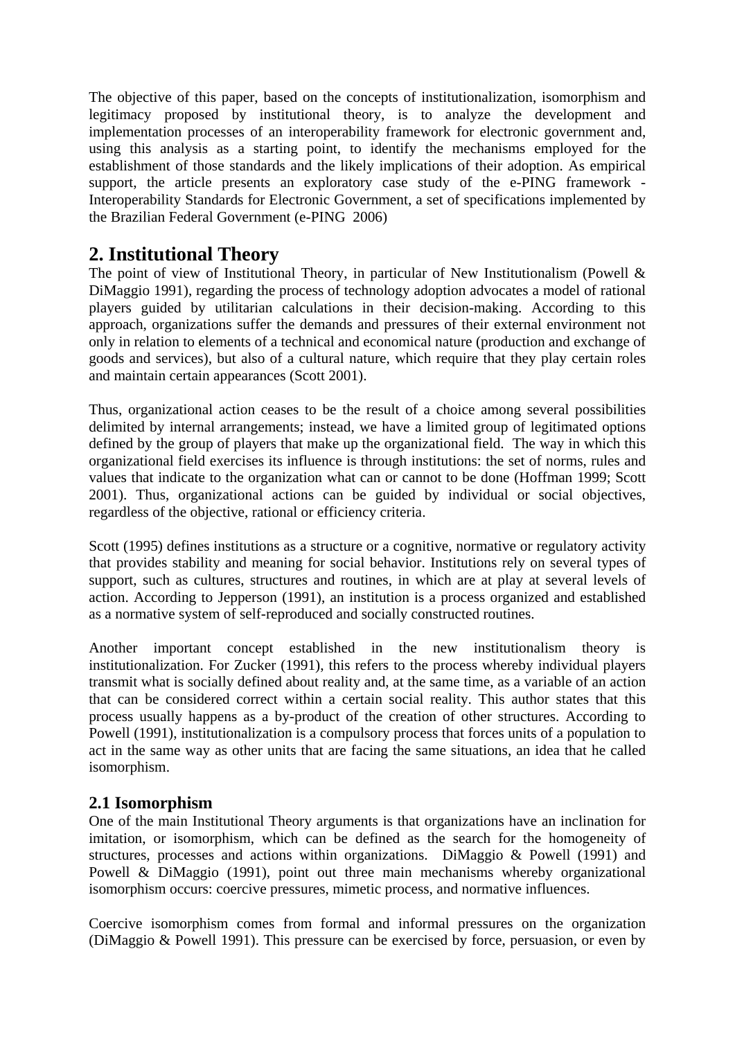The objective of this paper, based on the concepts of institutionalization, isomorphism and legitimacy proposed by institutional theory, is to analyze the development and implementation processes of an interoperability framework for electronic government and, using this analysis as a starting point, to identify the mechanisms employed for the establishment of those standards and the likely implications of their adoption. As empirical support, the article presents an exploratory case study of the e-PING framework - Interoperability Standards for Electronic Government, a set of specifications implemented by the Brazilian Federal Government (e-PING 2006)

## 2. Institutional Theory

The point of view of Institutional Theory, in particular of New Institutionalism (Powell & DiMaggio 1991), regarding the process of technology adoption advocates a model of rational players guided by utilitarian calculations in their decision-making. According to this approach, organizations suffer the demands and pressures of their external environment not only in relation to elements of a technical and economical nature (production and exchange of goods and services), but also of a cultural nature, which require that they play certain roles and maintain certain appearances (Scott 2001).

Thus, organizational action ceases to be the result of a choice among several possibilities delimited by internal arrangements; instead, we have a limited group of legitimated options defined by the group of players that make up the organizational field. The way in which this organizational field exercises its influence is through institutions: the set of norms, rules and values that indicate to the organization what can or cannot to be done (Hoffman 1999; Scott 2001). Thus, organizational actions can be guided by individual or social objectives, regardless of the objective, rational or efficiency criteria.

Scott (1995) defines institutions as a structure or a cognitive, normative or regulatory activity that provides stability and meaning for social behavior. Institutions rely on several types of support, such as cultures, structures and routines, in which are at play at several levels of action. According to Jepperson (1991), an institution is a process organized and established as a normative system of self-reproduced and socially constructed routines.

Another important concept established in the new institutionalism theory is institutionalization. For Zucker (1991), this refers to the process whereby individual players transmit what is socially defined about reality and, at the same time, as a variable of an action that can be considered correct within a certain social reality. This author states that this process usually happens as a by-product of the creation of other structures. According to Powell (1991), institutionalization is a compulsory process that forces units of a population to act in the same way as other units that are facing the same situations, an idea that he called isomorphism.

### 2.1 Isomorphism

One of the main Institutional Theory arguments is that organizations have an inclination for imitation, or isomorphism, which can be defined as the search for the homogeneity of structures, processes and actions within organizations. DiMaggio & Powell (1991) and Powell & DiMaggio (1991), point out three main mechanisms whereby organizational isomorphism occurs: coercive pressures, mimetic process, and normative influences.

Coercive isomorphism comes from formal and informal pressures on the organization (DiMaggio & Powell 1991). This pressure can be exercised by force, persuasion, or even by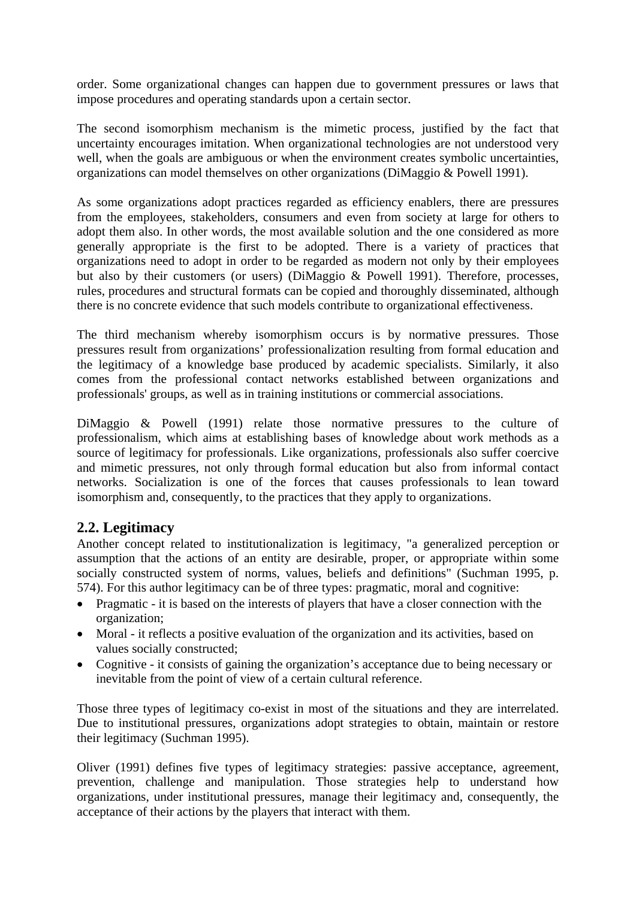order. Some organizational changes can happen due to government pressures or laws that impose procedures and operating standards upon a certain sector.

The second isomorphism mechanism is the mimetic process, justified by the fact that uncertainty encourages imitation. When organizational technologies are not understood very well, when the goals are ambiguous or when the environment creates symbolic uncertainties, organizations can model themselves on other organizations (DiMaggio & Powell 1991).

As some organizations adopt practices regarded as efficiency enablers, there are pressures from the employees, stakeholders, consumers and even from society at large for others to adopt them also. In other words, the most available solution and the one considered as more generally appropriate is the first to be adopted. There is a variety of practices that organizations need to adopt in order to be regarded as modern not only by their employees but also by their customers (or users) (DiMaggio & Powell 1991). Therefore, processes, rules, procedures and structural formats can be copied and thoroughly disseminated, although there is no concrete evidence that such models contribute to organizational effectiveness.

The third mechanism whereby isomorphism occurs is by normative pressures. Those pressures result from organizations' professionalization resulting from formal education and the legitimacy of a knowledge base produced by academic specialists. Similarly, it also comes from the professional contact networks established between organizations and professionals' groups, as well as in training institutions or commercial associations.

DiMaggio & Powell (1991) relate those normative pressures to the culture of professionalism, which aims at establishing bases of knowledge about work methods as a source of legitimacy for professionals. Like organizations, professionals also suffer coercive and mimetic pressures, not only through formal education but also from informal contact networks. Socialization is one of the forces that causes professionals to lean toward isomorphism and, consequently, to the practices that they apply to organizations.

## 2.2. Legitimacy

Another concept related to institutionalization is legitimacy, "a generalized perception or assumption that the actions of an entity are desirable, proper, or appropriate within some socially constructed system of norms, values, beliefs and definitions" (Suchman 1995, p. 574). For this author legitimacy can be of three types: pragmatic, moral and cognitive:

- Pragmatic - it is based on the interests of players that have a closer connection with the organization;
- Moral - it reflects a positive evaluation of the organization and its activities, based on values socially constructed;
- Cognitive - it consists of gaining the organization's acceptance due to being necessary or inevitable from the point of view of a certain cultural reference.

Those three types of legitimacy co-exist in most of the situations and they are interrelated. Due to institutional pressures, organizations adopt strategies to obtain, maintain or restore their legitimacy (Suchman 1995).

Oliver (1991) defines five types of legitimacy strategies: passive acceptance, agreement, prevention, challenge and manipulation. Those strategies help to understand how organizations, under institutional pressures, manage their legitimacy and, consequently, the acceptance of their actions by the players that interact with them.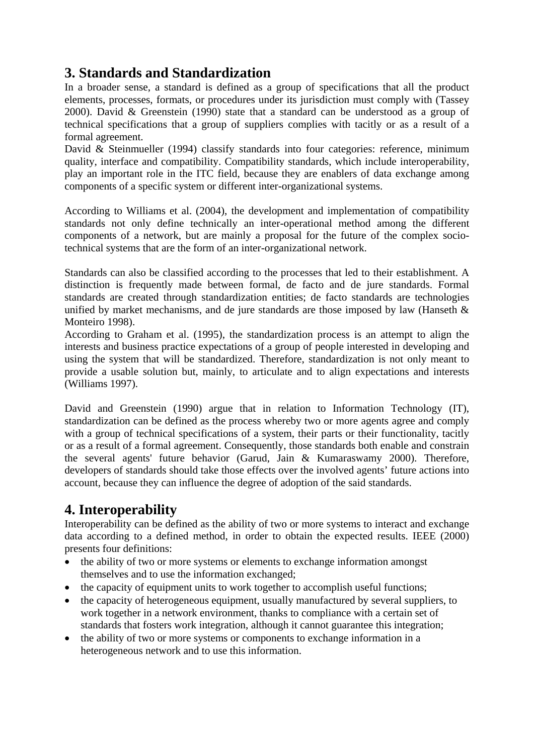## 3. Standards and Standardization

In a broader sense, a standard is defined as a group of specifications that all the product elements, processes, formats, or procedures under its jurisdiction must comply with (Tassey 2000). David & Greenstein (1990) state that a standard can be understood as a group of technical specifications that a group of suppliers complies with tacitly or as a result of a formal agreement.

David & Steinmueller (1994) classify standards into four categories: reference, minimum quality, interface and compatibility. Compatibility standards, which include interoperability, play an important role in the ITC field, because they are enablers of data exchange among components of a specific system or different inter-organizational systems.

According to Williams et al. (2004), the development and implementation of compatibility standards not only define technically an inter-operational method among the different components of a network, but are mainly a proposal for the future of the complex socio-technical systems that are the form of an inter-organizational network.

Standards can also be classified according to the processes that led to their establishment. A distinction is frequently made between formal, de facto and de jure standards. Formal standards are created through standardization entities; de facto standards are technologies unified by market mechanisms, and de jure standards are those imposed by law (Hanseth & Monteiro 1998).

According to Graham et al. (1995), the standardization process is an attempt to align the interests and business practice expectations of a group of people interested in developing and using the system that will be standardized. Therefore, standardization is not only meant to provide a usable solution but, mainly, to articulate and to align expectations and interests (Williams 1997).

David and Greenstein (1990) argue that in relation to Information Technology (IT), standardization can be defined as the process whereby two or more agents agree and comply with a group of technical specifications of a system, their parts or their functionality, tacitly or as a result of a formal agreement. Consequently, those standards both enable and constrain the several agents' future behavior (Garud, Jain & Kumaraswamy 2000). Therefore, developers of standards should take those effects over the involved agents' future actions into account, because they can influence the degree of adoption of the said standards.

## 4. Interoperability

Interoperability can be defined as the ability of two or more systems to interact and exchange data according to a defined method, in order to obtain the expected results. IEEE (2000) presents four definitions:

- the ability of two or more systems or elements to exchange information amongst themselves and to use the information exchanged;
- the capacity of equipment units to work together to accomplish useful functions;
- the capacity of heterogeneous equipment, usually manufactured by several suppliers, to work together in a network environment, thanks to compliance with a certain set of standards that fosters work integration, although it cannot guarantee this integration;
- the ability of two or more systems or components to exchange information in a heterogeneous network and to use this information.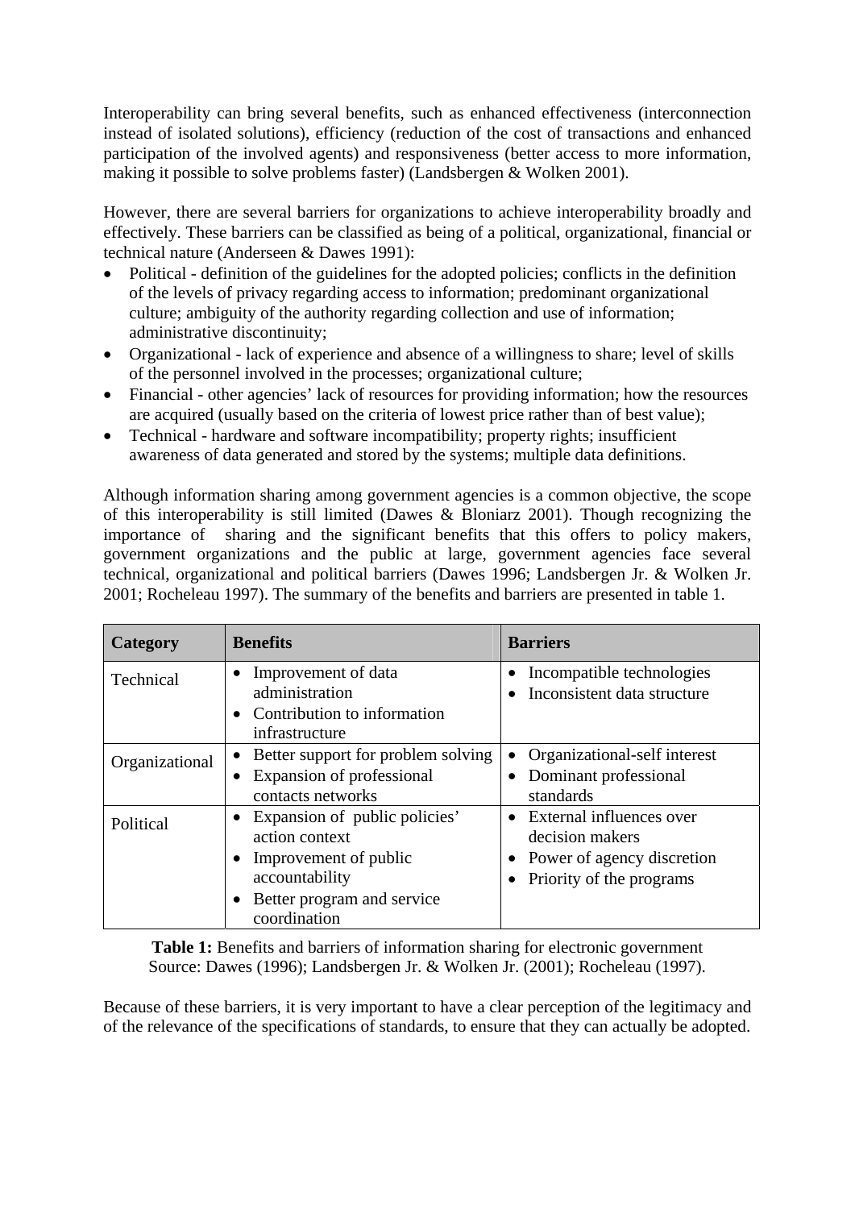Interoperability can bring several benefits, such as enhanced effectiveness (interconnection instead of isolated solutions), efficiency (reduction of the cost of transactions and enhanced participation of the involved agents) and responsiveness (better access to more information, making it possible to solve problems faster) (Landsbergen & Wolken 2001).

However, there are several barriers for organizations to achieve interoperability broadly and effectively. These barriers can be classified as being of a political, organizational, financial or technical nature (Anderseen & Dawes 1991):

- Political - definition of the guidelines for the adopted policies; conflicts in the definition of the levels of privacy regarding access to information; predominant organizational culture; ambiguity of the authority regarding collection and use of information; administrative discontinuity;
- Organizational - lack of experience and absence of a willingness to share; level of skills of the personnel involved in the processes; organizational culture;
- Financial - other agencies' lack of resources for providing information; how the resources are acquired (usually based on the criteria of lowest price rather than of best value);
- Technical - hardware and software incompatibility; property rights; insufficient awareness of data generated and stored by the systems; multiple data definitions.

Although information sharing among government agencies is a common objective, the scope of this interoperability is still limited (Dawes & Bloniarz 2001). Though recognizing the importance of sharing and the significant benefits that this offers to policy makers, government organizations and the public at large, government agencies face several technical, organizational and political barriers (Dawes 1996; Landsbergen Jr. & Wolken Jr. 2001; Rocheleau 1997). The summary of the benefits and barriers are presented in table 1.

| Category | Benefits | Barriers |
|---|---|---|
| Technical | • Improvement of data administration<br>• Contribution to information infrastructure | • Incompatible technologies<br>• Inconsistent data structure |
| Organizational | • Better support for problem solving<br>• Expansion of professional contacts networks | • Organizational-self interest<br>• Dominant professional standards |
| Political | • Expansion of public policies' action context<br>• Improvement of public accountability<br>• Better program and service coordination | • External influences over decision makers<br>• Power of agency discretion<br>• Priority of the programs |

**Table 1:** Benefits and barriers of information sharing for electronic government
Source: Dawes (1996); Landsbergen Jr. & Wolken Jr. (2001); Rocheleau (1997).

Because of these barriers, it is very important to have a clear perception of the legitimacy and of the relevance of the specifications of standards, to ensure that they can actually be adopted.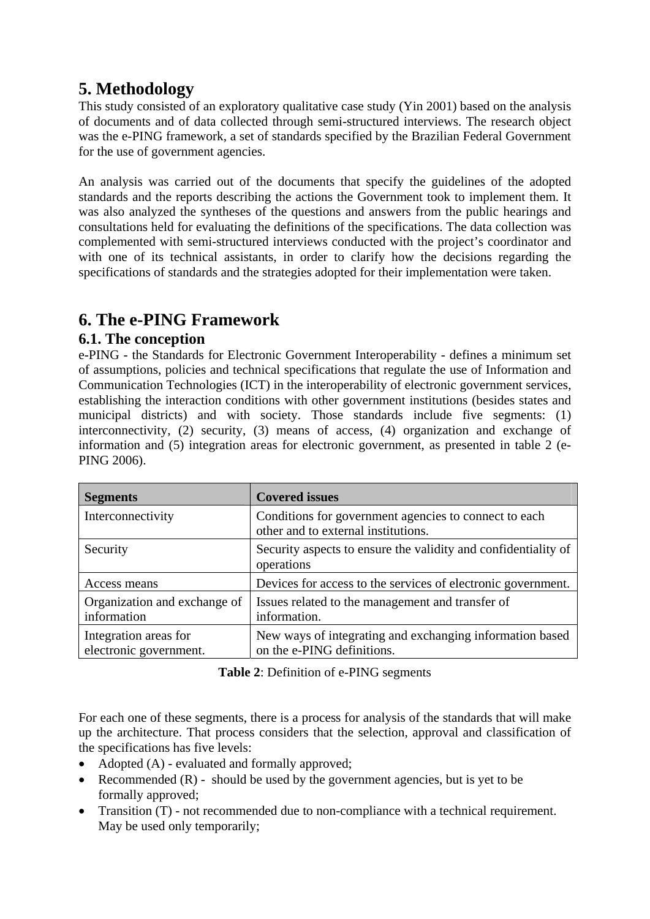# 5. Methodology

This study consisted of an exploratory qualitative case study (Yin 2001) based on the analysis of documents and of data collected through semi-structured interviews. The research object was the e-PING framework, a set of standards specified by the Brazilian Federal Government for the use of government agencies.

An analysis was carried out of the documents that specify the guidelines of the adopted standards and the reports describing the actions the Government took to implement them. It was also analyzed the syntheses of the questions and answers from the public hearings and consultations held for evaluating the definitions of the specifications. The data collection was complemented with semi-structured interviews conducted with the project's coordinator and with one of its technical assistants, in order to clarify how the decisions regarding the specifications of standards and the strategies adopted for their implementation were taken.

# 6. The e-PING Framework

## 6.1. The conception

e-PING - the Standards for Electronic Government Interoperability - defines a minimum set of assumptions, policies and technical specifications that regulate the use of Information and Communication Technologies (ICT) in the interoperability of electronic government services, establishing the interaction conditions with other government institutions (besides states and municipal districts) and with society. Those standards include five segments: (1) interconnectivity, (2) security, (3) means of access, (4) organization and exchange of information and (5) integration areas for electronic government, as presented in table 2 (e-PING 2006).

| **Segments** | **Covered issues** |
|---|---|
| Interconnectivity | Conditions for government agencies to connect to each other and to external institutions. |
| Security | Security aspects to ensure the validity and confidentiality of operations |
| Access means | Devices for access to the services of electronic government. |
| Organization and exchange of information | Issues related to the management and transfer of information. |
| Integration areas for electronic government. | New ways of integrating and exchanging information based on the e-PING definitions. |

**Table 2**: Definition of e-PING segments

For each one of these segments, there is a process for analysis of the standards that will make up the architecture. That process considers that the selection, approval and classification of the specifications has five levels:

- Adopted (A) - evaluated and formally approved;
- Recommended (R) - should be used by the government agencies, but is yet to be formally approved;
- Transition (T) - not recommended due to non-compliance with a technical requirement. May be used only temporarily;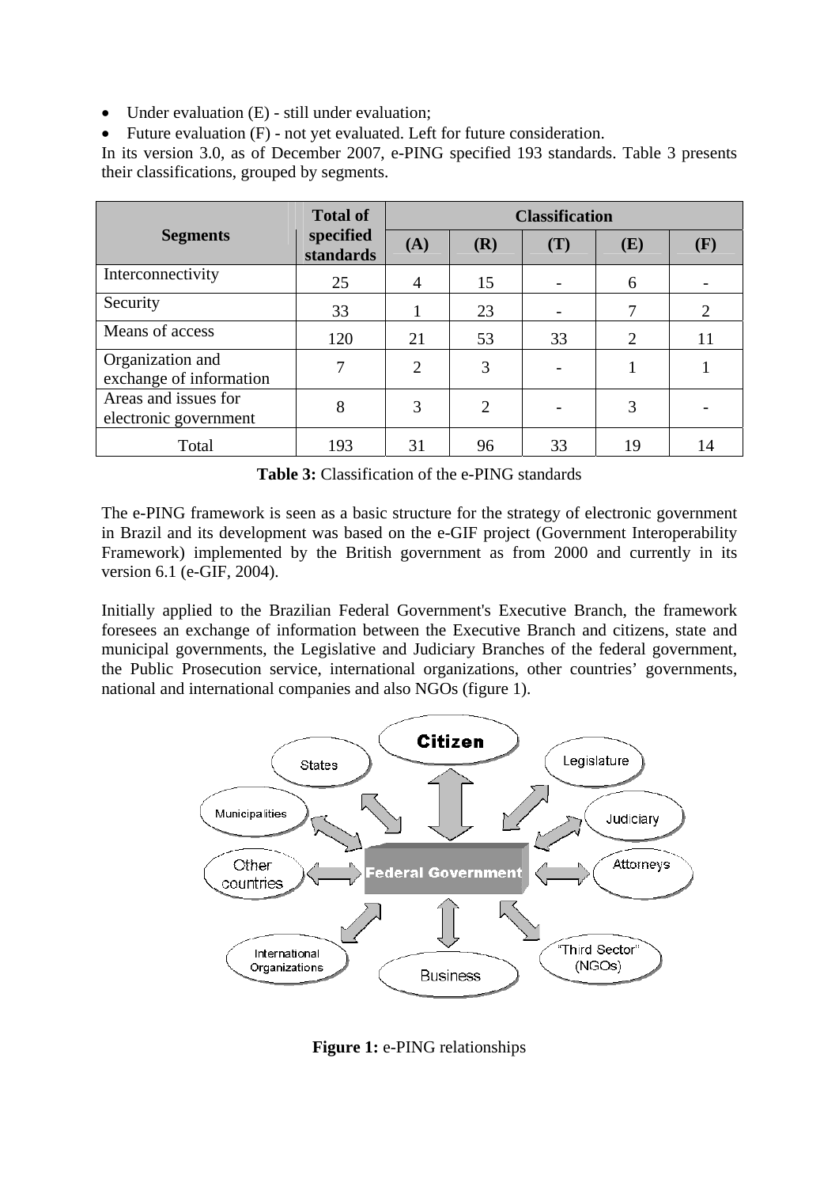- Under evaluation (E) - still under evaluation;
- Future evaluation (F) - not yet evaluated. Left for future consideration.

In its version 3.0, as of December 2007, e-PING specified 193 standards. Table 3 presents their classifications, grouped by segments.

| Segments | Total of specified standards | Classification | | | | |
|---|---|---|---|---|---|---|
| | | (A) | (R) | (T) | (E) | (F) |
| Interconnectivity | 25 | 4 | 15 | - | 6 | - |
| Security | 33 | 1 | 23 | - | 7 | 2 |
| Means of access | 120 | 21 | 53 | 33 | 2 | 11 |
| Organization and exchange of information | 7 | 2 | 3 | - | 1 | 1 |
| Areas and issues for electronic government | 8 | 3 | 2 | - | 3 | - |
| Total | 193 | 31 | 96 | 33 | 19 | 14 |

**Table 3:** Classification of the e-PING standards

The e-PING framework is seen as a basic structure for the strategy of electronic government in Brazil and its development was based on the e-GIF project (Government Interoperability Framework) implemented by the British government as from 2000 and currently in its version 6.1 (e-GIF, 2004).

Initially applied to the Brazilian Federal Government's Executive Branch, the framework foresees an exchange of information between the Executive Branch and citizens, state and municipal governments, the Legislative and Judiciary Branches of the federal government, the Public Prosecution service, international organizations, other countries' governments, national and international companies and also NGOs (figure 1).

**Figure 1:** e-PING relationships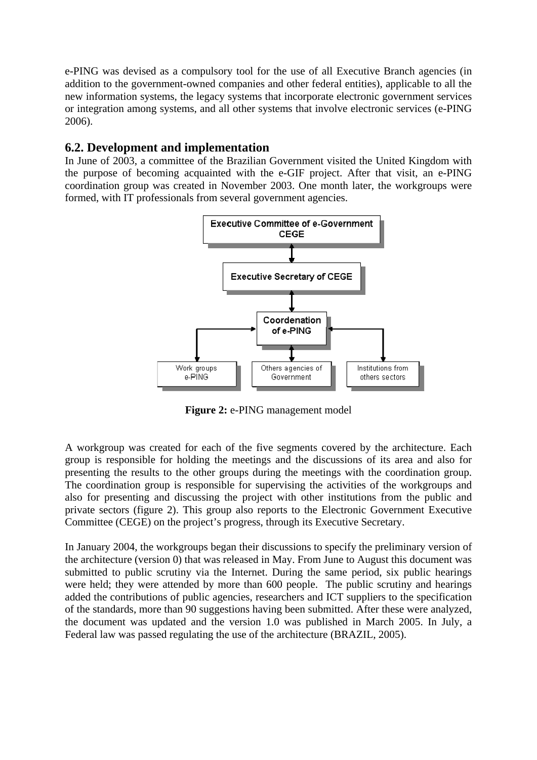e-PING was devised as a compulsory tool for the use of all Executive Branch agencies (in addition to the government-owned companies and other federal entities), applicable to all the new information systems, the legacy systems that incorporate electronic government services or integration among systems, and all other systems that involve electronic services (e-PING 2006).

## 6.2. Development and implementation

In June of 2003, a committee of the Brazilian Government visited the United Kingdom with the purpose of becoming acquainted with the e-GIF project. After that visit, an e-PING coordination group was created in November 2003. One month later, the workgroups were formed, with IT professionals from several government agencies.

Executive Committee of e-Government CEGE

Executive Secretary of CEGE

Coordenation of e-PING

Work groups e-PING

Others agencies of Government

Institutions from others sectors

**Figure 2:** e-PING management model

A workgroup was created for each of the five segments covered by the architecture. Each group is responsible for holding the meetings and the discussions of its area and also for presenting the results to the other groups during the meetings with the coordination group. The coordination group is responsible for supervising the activities of the workgroups and also for presenting and discussing the project with other institutions from the public and private sectors (figure 2). This group also reports to the Electronic Government Executive Committee (CEGE) on the project's progress, through its Executive Secretary.

In January 2004, the workgroups began their discussions to specify the preliminary version of the architecture (version 0) that was released in May. From June to August this document was submitted to public scrutiny via the Internet. During the same period, six public hearings were held; they were attended by more than 600 people. The public scrutiny and hearings added the contributions of public agencies, researchers and ICT suppliers to the specification of the standards, more than 90 suggestions having been submitted. After these were analyzed, the document was updated and the version 1.0 was published in March 2005. In July, a Federal law was passed regulating the use of the architecture (BRAZIL, 2005).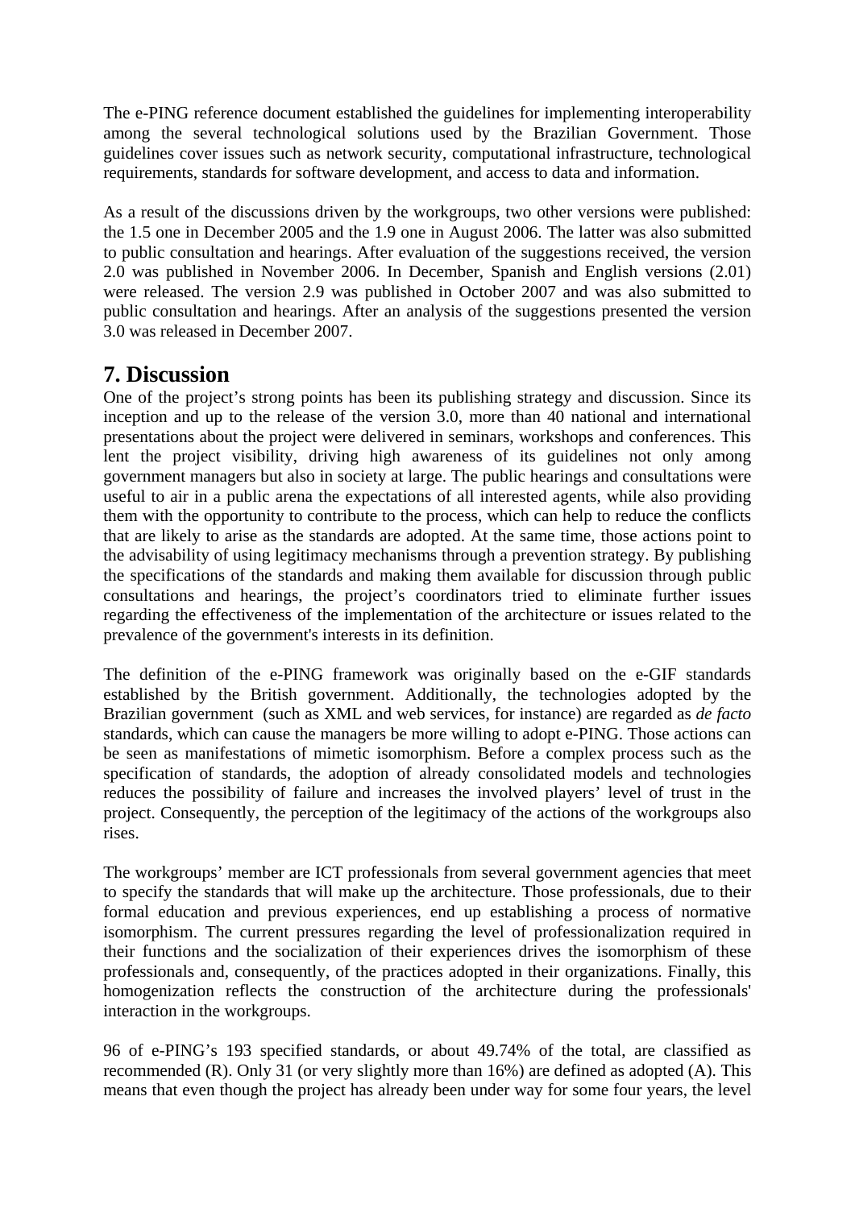The e-PING reference document established the guidelines for implementing interoperability among the several technological solutions used by the Brazilian Government. Those guidelines cover issues such as network security, computational infrastructure, technological requirements, standards for software development, and access to data and information.

As a result of the discussions driven by the workgroups, two other versions were published: the 1.5 one in December 2005 and the 1.9 one in August 2006. The latter was also submitted to public consultation and hearings. After evaluation of the suggestions received, the version 2.0 was published in November 2006. In December, Spanish and English versions (2.01) were released. The version 2.9 was published in October 2007 and was also submitted to public consultation and hearings. After an analysis of the suggestions presented the version 3.0 was released in December 2007.

## 7. Discussion

One of the project's strong points has been its publishing strategy and discussion. Since its inception and up to the release of the version 3.0, more than 40 national and international presentations about the project were delivered in seminars, workshops and conferences. This lent the project visibility, driving high awareness of its guidelines not only among government managers but also in society at large. The public hearings and consultations were useful to air in a public arena the expectations of all interested agents, while also providing them with the opportunity to contribute to the process, which can help to reduce the conflicts that are likely to arise as the standards are adopted. At the same time, those actions point to the advisability of using legitimacy mechanisms through a prevention strategy. By publishing the specifications of the standards and making them available for discussion through public consultations and hearings, the project's coordinators tried to eliminate further issues regarding the effectiveness of the implementation of the architecture or issues related to the prevalence of the government's interests in its definition.

The definition of the e-PING framework was originally based on the e-GIF standards established by the British government. Additionally, the technologies adopted by the Brazilian government (such as XML and web services, for instance) are regarded as *de facto* standards, which can cause the managers be more willing to adopt e-PING. Those actions can be seen as manifestations of mimetic isomorphism. Before a complex process such as the specification of standards, the adoption of already consolidated models and technologies reduces the possibility of failure and increases the involved players' level of trust in the project. Consequently, the perception of the legitimacy of the actions of the workgroups also rises.

The workgroups' member are ICT professionals from several government agencies that meet to specify the standards that will make up the architecture. Those professionals, due to their formal education and previous experiences, end up establishing a process of normative isomorphism. The current pressures regarding the level of professionalization required in their functions and the socialization of their experiences drives the isomorphism of these professionals and, consequently, of the practices adopted in their organizations. Finally, this homogenization reflects the construction of the architecture during the professionals' interaction in the workgroups.

96 of e-PING's 193 specified standards, or about 49.74% of the total, are classified as recommended (R). Only 31 (or very slightly more than 16%) are defined as adopted (A). This means that even though the project has already been under way for some four years, the level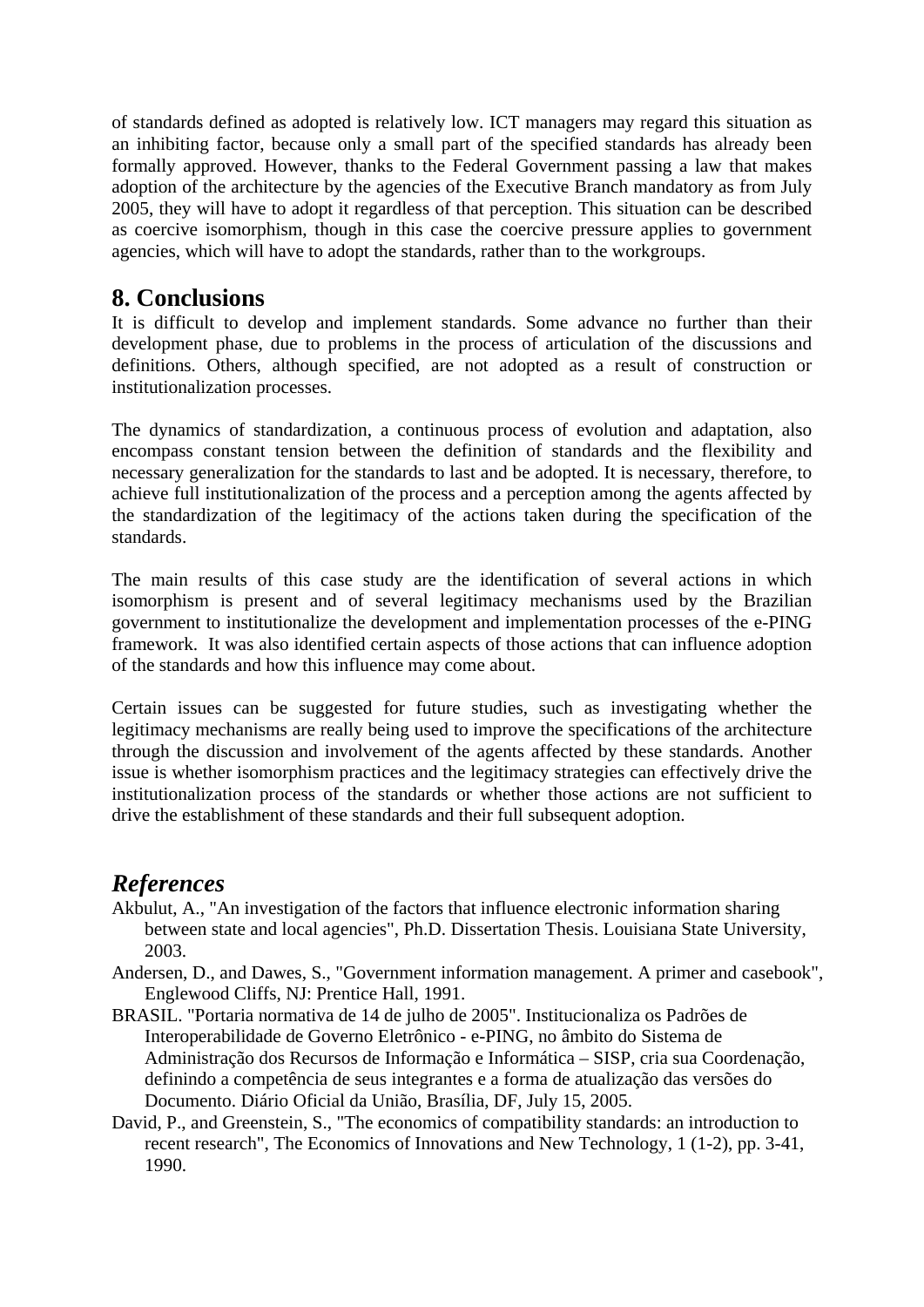of standards defined as adopted is relatively low. ICT managers may regard this situation as an inhibiting factor, because only a small part of the specified standards has already been formally approved. However, thanks to the Federal Government passing a law that makes adoption of the architecture by the agencies of the Executive Branch mandatory as from July 2005, they will have to adopt it regardless of that perception. This situation can be described as coercive isomorphism, though in this case the coercive pressure applies to government agencies, which will have to adopt the standards, rather than to the workgroups.

## 8. Conclusions

It is difficult to develop and implement standards. Some advance no further than their development phase, due to problems in the process of articulation of the discussions and definitions. Others, although specified, are not adopted as a result of construction or institutionalization processes.

The dynamics of standardization, a continuous process of evolution and adaptation, also encompass constant tension between the definition of standards and the flexibility and necessary generalization for the standards to last and be adopted. It is necessary, therefore, to achieve full institutionalization of the process and a perception among the agents affected by the standardization of the legitimacy of the actions taken during the specification of the standards.

The main results of this case study are the identification of several actions in which isomorphism is present and of several legitimacy mechanisms used by the Brazilian government to institutionalize the development and implementation processes of the e-PING framework. It was also identified certain aspects of those actions that can influence adoption of the standards and how this influence may come about.

Certain issues can be suggested for future studies, such as investigating whether the legitimacy mechanisms are really being used to improve the specifications of the architecture through the discussion and involvement of the agents affected by these standards. Another issue is whether isomorphism practices and the legitimacy strategies can effectively drive the institutionalization process of the standards or whether those actions are not sufficient to drive the establishment of these standards and their full subsequent adoption.

## *References*

Akbulut, A., "An investigation of the factors that influence electronic information sharing between state and local agencies", Ph.D. Dissertation Thesis. Louisiana State University, 2003.

Andersen, D., and Dawes, S., "Government information management. A primer and casebook", Englewood Cliffs, NJ: Prentice Hall, 1991.

BRASIL. "Portaria normativa de 14 de julho de 2005". Institucionaliza os Padrões de Interoperabilidade de Governo Eletrônico - e-PING, no âmbito do Sistema de Administração dos Recursos de Informação e Informática – SISP, cria sua Coordenação, definindo a competência de seus integrantes e a forma de atualização das versões do Documento. Diário Oficial da União, Brasília, DF, July 15, 2005.

David, P., and Greenstein, S., "The economics of compatibility standards: an introduction to recent research", The Economics of Innovations and New Technology, 1 (1-2), pp. 3-41, 1990.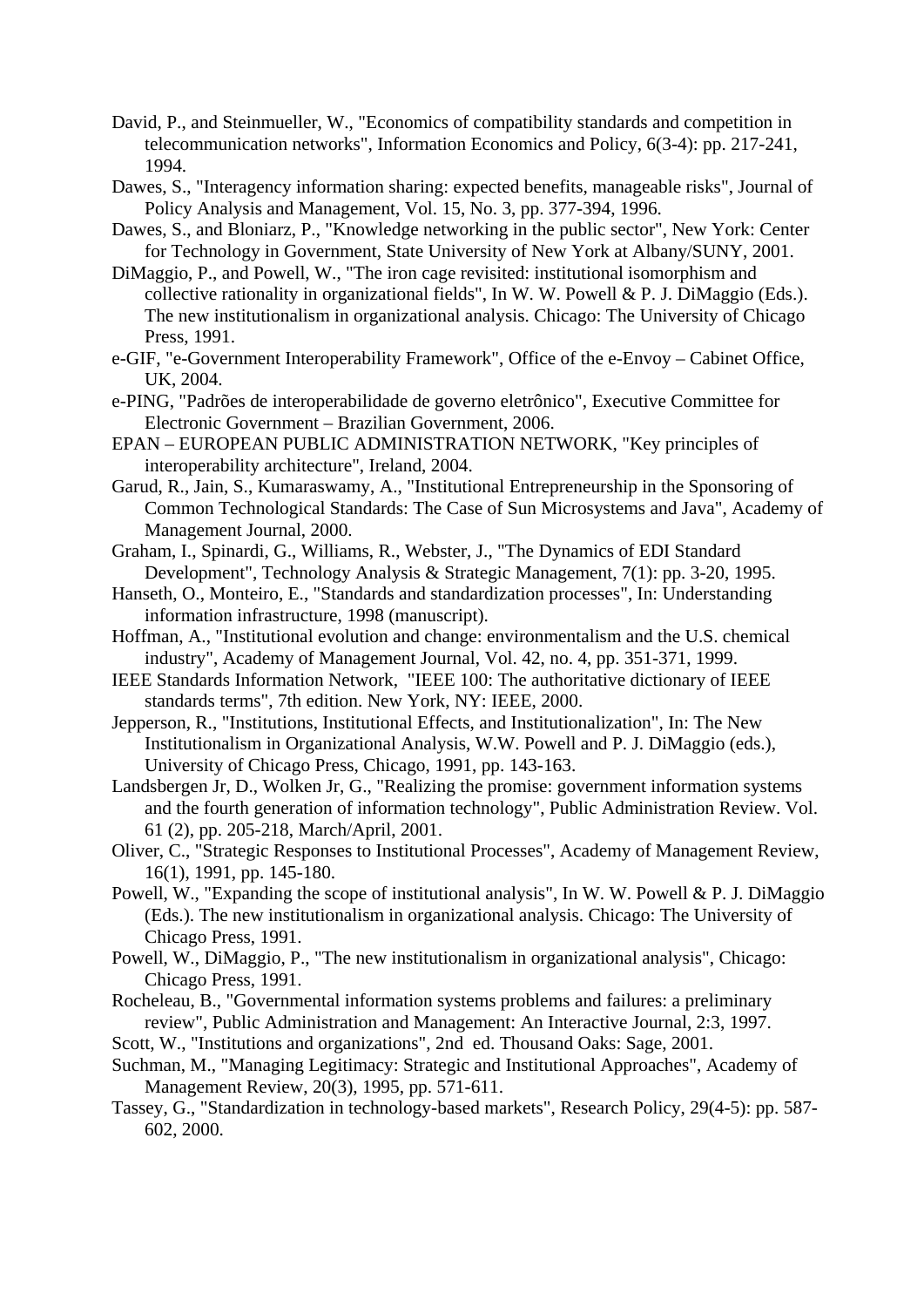David, P., and Steinmueller, W., "Economics of compatibility standards and competition in telecommunication networks", Information Economics and Policy, 6(3-4): pp. 217-241, 1994.

Dawes, S., "Interagency information sharing: expected benefits, manageable risks", Journal of Policy Analysis and Management, Vol. 15, No. 3, pp. 377-394, 1996.

Dawes, S., and Bloniarz, P., "Knowledge networking in the public sector", New York: Center for Technology in Government, State University of New York at Albany/SUNY, 2001.

DiMaggio, P., and Powell, W., "The iron cage revisited: institutional isomorphism and collective rationality in organizational fields", In W. W. Powell & P. J. DiMaggio (Eds.). The new institutionalism in organizational analysis. Chicago: The University of Chicago Press, 1991.

e-GIF, "e-Government Interoperability Framework", Office of the e-Envoy – Cabinet Office, UK, 2004.

e-PING, "Padrões de interoperabilidade de governo eletrônico", Executive Committee for Electronic Government – Brazilian Government, 2006.

EPAN – EUROPEAN PUBLIC ADMINISTRATION NETWORK, "Key principles of interoperability architecture", Ireland, 2004.

Garud, R., Jain, S., Kumaraswamy, A., "Institutional Entrepreneurship in the Sponsoring of Common Technological Standards: The Case of Sun Microsystems and Java", Academy of Management Journal, 2000.

Graham, I., Spinardi, G., Williams, R., Webster, J., "The Dynamics of EDI Standard Development", Technology Analysis & Strategic Management, 7(1): pp. 3-20, 1995.

Hanseth, O., Monteiro, E., "Standards and standardization processes", In: Understanding information infrastructure, 1998 (manuscript).

Hoffman, A., "Institutional evolution and change: environmentalism and the U.S. chemical industry", Academy of Management Journal, Vol. 42, no. 4, pp. 351-371, 1999.

IEEE Standards Information Network, "IEEE 100: The authoritative dictionary of IEEE standards terms", 7th edition. New York, NY: IEEE, 2000.

Jepperson, R., "Institutions, Institutional Effects, and Institutionalization", In: The New Institutionalism in Organizational Analysis, W.W. Powell and P. J. DiMaggio (eds.), University of Chicago Press, Chicago, 1991, pp. 143-163.

Landsbergen Jr, D., Wolken Jr, G., "Realizing the promise: government information systems and the fourth generation of information technology", Public Administration Review. Vol. 61 (2), pp. 205-218, March/April, 2001.

Oliver, C., "Strategic Responses to Institutional Processes", Academy of Management Review, 16(1), 1991, pp. 145-180.

Powell, W., "Expanding the scope of institutional analysis", In W. W. Powell & P. J. DiMaggio (Eds.). The new institutionalism in organizational analysis. Chicago: The University of Chicago Press, 1991.

Powell, W., DiMaggio, P., "The new institutionalism in organizational analysis", Chicago: Chicago Press, 1991.

Rocheleau, B., "Governmental information systems problems and failures: a preliminary review", Public Administration and Management: An Interactive Journal, 2:3, 1997.

Scott, W., "Institutions and organizations", 2nd ed. Thousand Oaks: Sage, 2001.

Suchman, M., "Managing Legitimacy: Strategic and Institutional Approaches", Academy of Management Review, 20(3), 1995, pp. 571-611.

Tassey, G., "Standardization in technology-based markets", Research Policy, 29(4-5): pp. 587-602, 2000.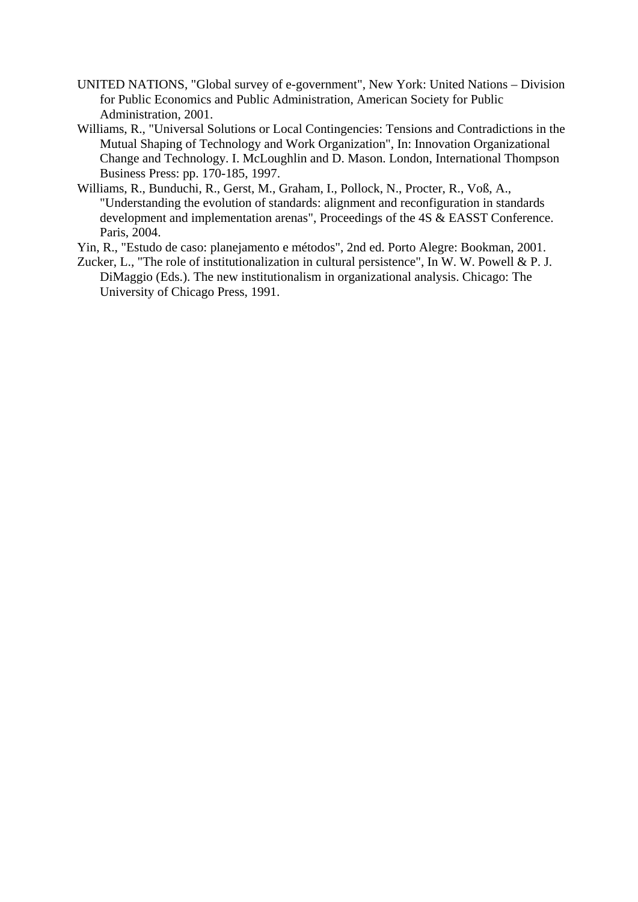UNITED NATIONS, "Global survey of e-government", New York: United Nations – Division for Public Economics and Public Administration, American Society for Public Administration, 2001.

Williams, R., "Universal Solutions or Local Contingencies: Tensions and Contradictions in the Mutual Shaping of Technology and Work Organization", In: Innovation Organizational Change and Technology. I. McLoughlin and D. Mason. London, International Thompson Business Press: pp. 170-185, 1997.

Williams, R., Bunduchi, R., Gerst, M., Graham, I., Pollock, N., Procter, R., Voß, A., "Understanding the evolution of standards: alignment and reconfiguration in standards development and implementation arenas", Proceedings of the 4S & EASST Conference. Paris, 2004.

Yin, R., "Estudo de caso: planejamento e métodos", 2nd ed. Porto Alegre: Bookman, 2001.

Zucker, L., "The role of institutionalization in cultural persistence", In W. W. Powell & P. J. DiMaggio (Eds.). The new institutionalism in organizational analysis. Chicago: The University of Chicago Press, 1991.